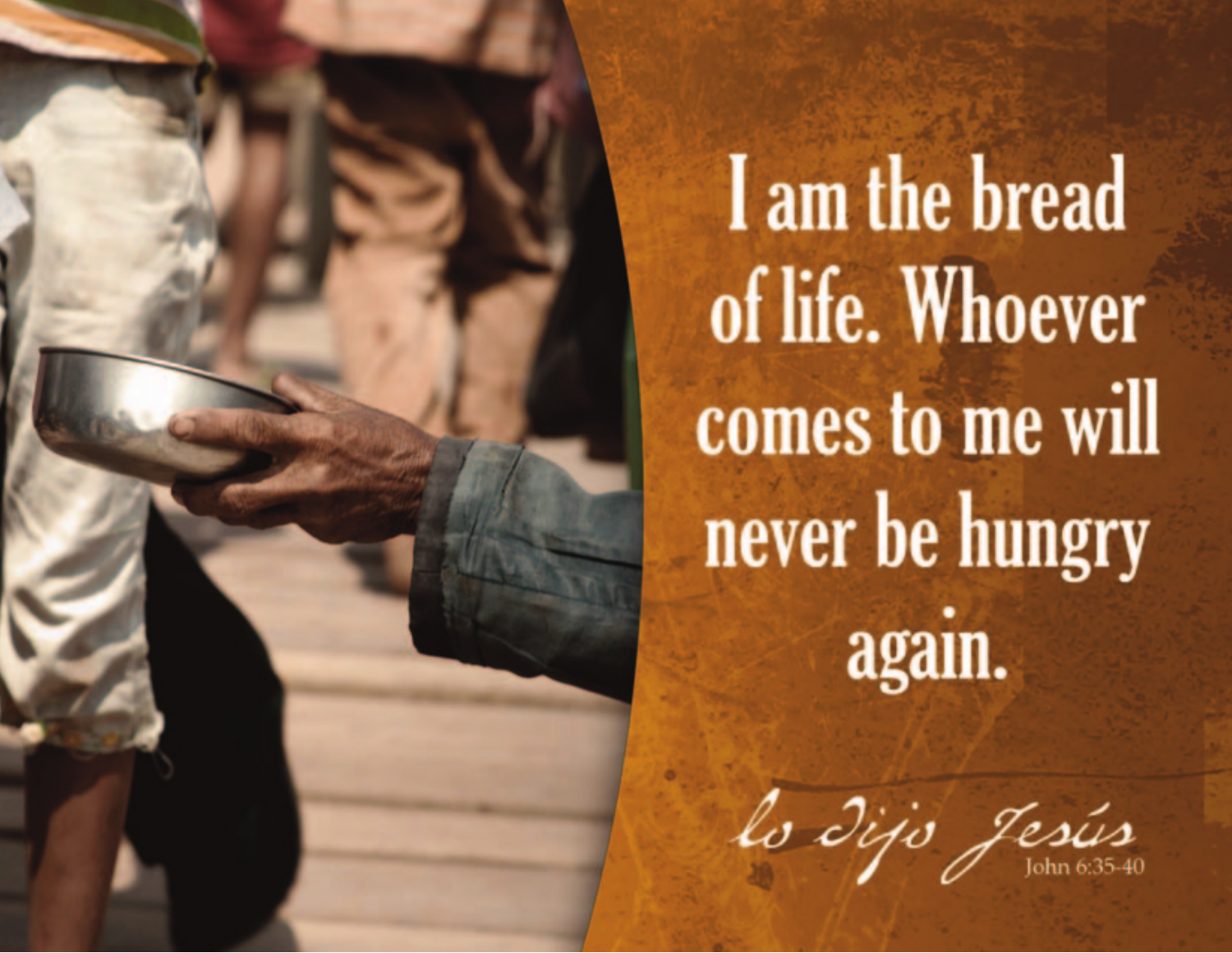I am the bread of life. Whoever comes to me will never be hungry again.

*lo dijo Jesús*

John 6:35-40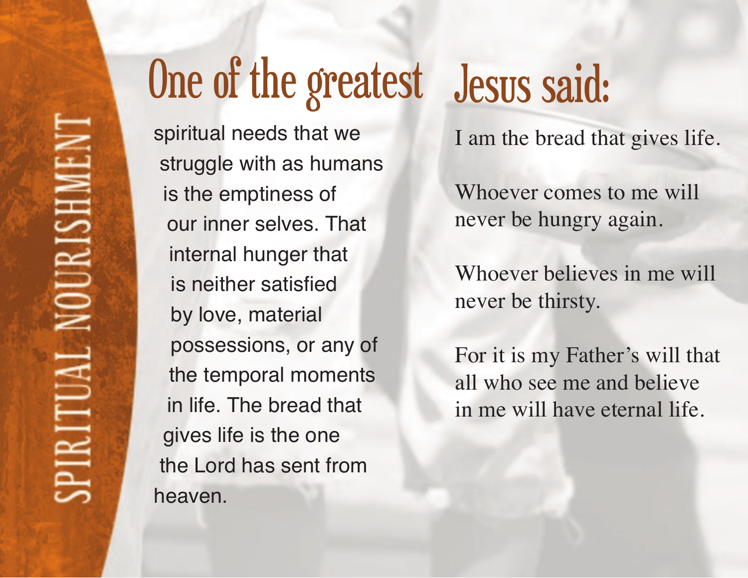SPIRITUAL NOURISHMENT

# One of the greatest

spiritual needs that we struggle with as humans is the emptiness of our inner selves. That internal hunger that is neither satisfied by love, material possessions, or any of the temporal moments in life. The bread that gives life is the one the Lord has sent from heaven.

# Jesus said:

I am the bread that gives life.

Whoever comes to me will never be hungry again.

Whoever believes in me will never be thirsty.

For it is my Father's will that all who see me and believe in me will have eternal life.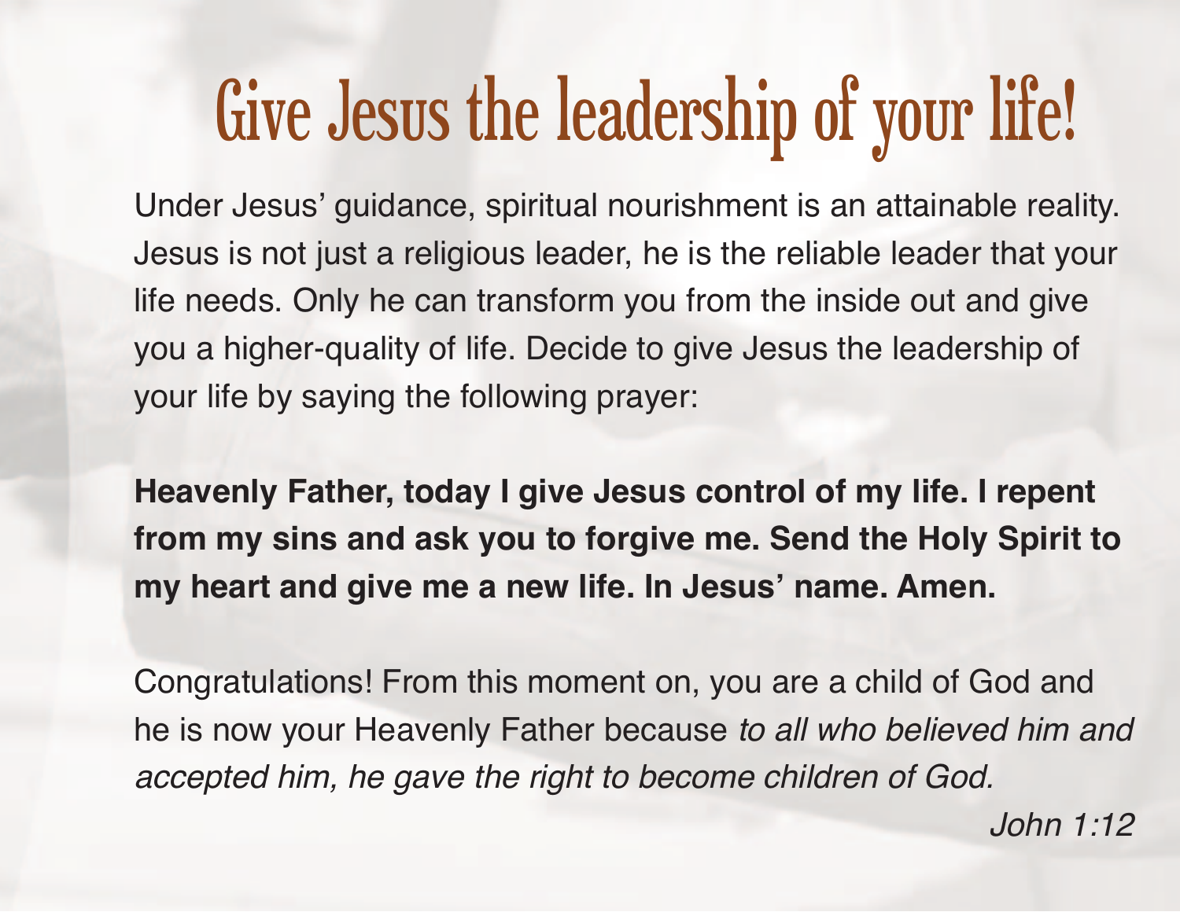# Give Jesus the leadership of your life!

Under Jesus' guidance, spiritual nourishment is an attainable reality. Jesus is not just a religious leader, he is the reliable leader that your life needs. Only he can transform you from the inside out and give you a higher-quality of life. Decide to give Jesus the leadership of your life by saying the following prayer:

**Heavenly Father, today I give Jesus control of my life. I repent from my sins and ask you to forgive me. Send the Holy Spirit to my heart and give me a new life. In Jesus' name. Amen.**

Congratulations! From this moment on, you are a child of God and he is now your Heavenly Father because *to all who believed him and accepted him, he gave the right to become children of God.*

*John 1:12*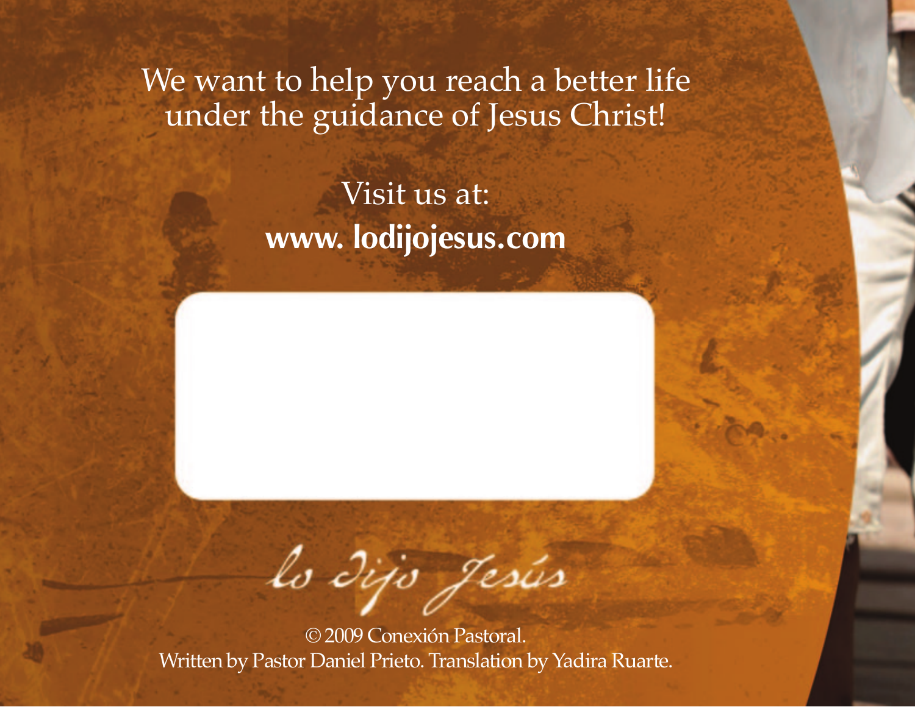We want to help you reach a better life under the guidance of Jesus Christ!

Visit us at:

**www. lodijojesus.com**

*lo dijo Jesús*

© 2009 Conexión Pastoral.
Written by Pastor Daniel Prieto. Translation by Yadira Ruarte.